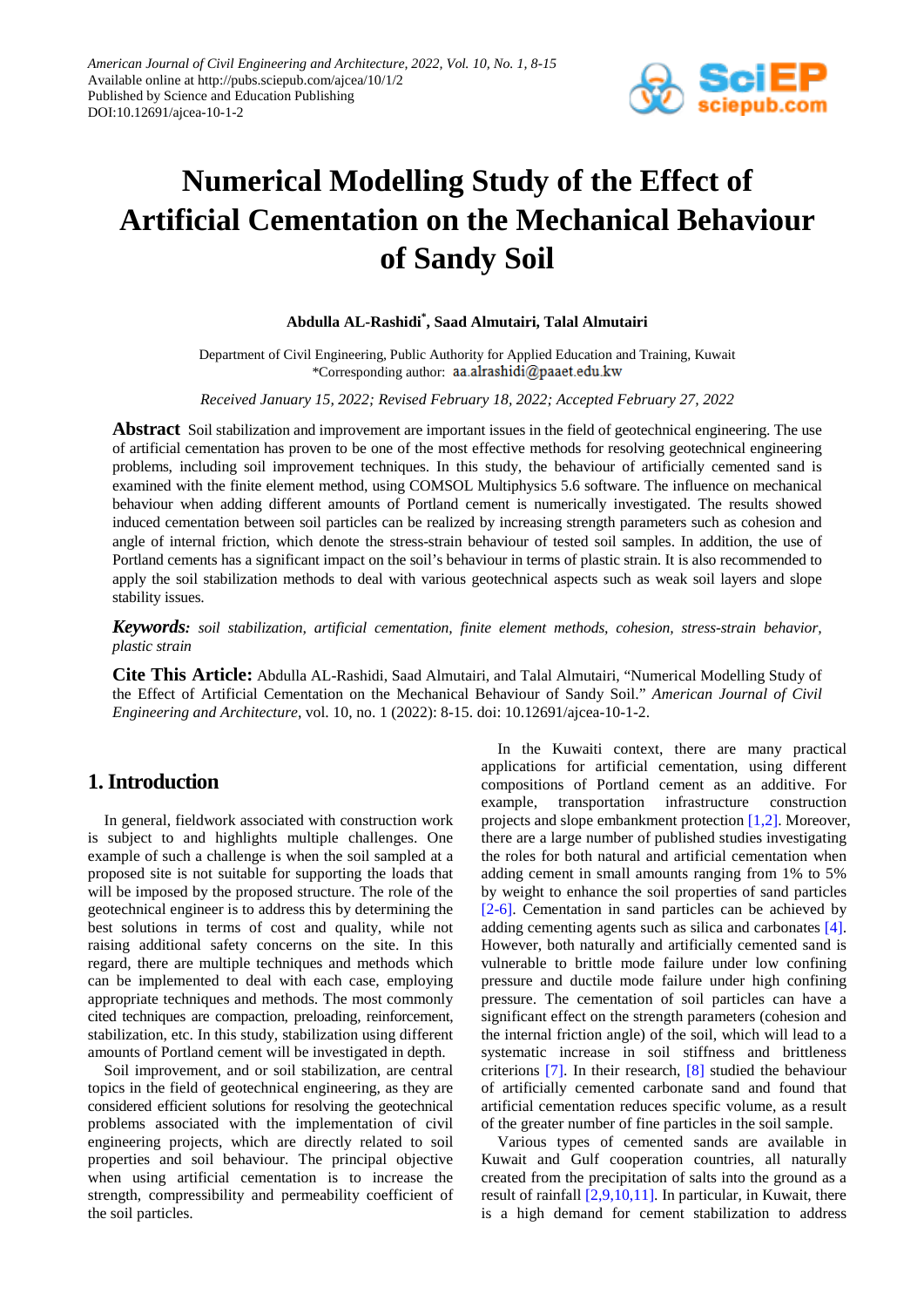# Numerical Modelling Study of the Effect of Artificial Cementation on the Mechanical Behaviour of Sandy Soil

**Abdulla AL-Rashidi*, Saad Almutairi, Talal Almutairi**

Department of Civil Engineering, Public Authority for Applied Education and Training, Kuwait
*Corresponding author: aa.alrashidi@paaet.edu.kw

*Received January 15, 2022; Revised February 18, 2022; Accepted February 27, 2022*

**Abstract** Soil stabilization and improvement are important issues in the field of geotechnical engineering. The use of artificial cementation has proven to be one of the most effective methods for resolving geotechnical engineering problems, including soil improvement techniques. In this study, the behaviour of artificially cemented sand is examined with the finite element method, using COMSOL Multiphysics 5.6 software. The influence on mechanical behaviour when adding different amounts of Portland cement is numerically investigated. The results showed induced cementation between soil particles can be realized by increasing strength parameters such as cohesion and angle of internal friction, which denote the stress-strain behaviour of tested soil samples. In addition, the use of Portland cements has a significant impact on the soil's behaviour in terms of plastic strain. It is also recommended to apply the soil stabilization methods to deal with various geotechnical aspects such as weak soil layers and slope stability issues.

***Keywords:*** *soil stabilization, artificial cementation, finite element methods, cohesion, stress-strain behavior, plastic strain*

**Cite This Article:** Abdulla AL-Rashidi, Saad Almutairi, and Talal Almutairi, "Numerical Modelling Study of the Effect of Artificial Cementation on the Mechanical Behaviour of Sandy Soil." *American Journal of Civil Engineering and Architecture*, vol. 10, no. 1 (2022): 8-15. doi: 10.12691/ajcea-10-1-2.

## 1. Introduction

In general, fieldwork associated with construction work is subject to and highlights multiple challenges. One example of such a challenge is when the soil sampled at a proposed site is not suitable for supporting the loads that will be imposed by the proposed structure. The role of the geotechnical engineer is to address this by determining the best solutions in terms of cost and quality, while not raising additional safety concerns on the site. In this regard, there are multiple techniques and methods which can be implemented to deal with each case, employing appropriate techniques and methods. The most commonly cited techniques are compaction, preloading, reinforcement, stabilization, etc. In this study, stabilization using different amounts of Portland cement will be investigated in depth.

Soil improvement, and or soil stabilization, are central topics in the field of geotechnical engineering, as they are considered efficient solutions for resolving the geotechnical problems associated with the implementation of civil engineering projects, which are directly related to soil properties and soil behaviour. The principal objective when using artificial cementation is to increase the strength, compressibility and permeability coefficient of the soil particles.

In the Kuwaiti context, there are many practical applications for artificial cementation, using different compositions of Portland cement as an additive. For example, transportation infrastructure construction projects and slope embankment protection [1,2]. Moreover, there are a large number of published studies investigating the roles for both natural and artificial cementation when adding cement in small amounts ranging from 1% to 5% by weight to enhance the soil properties of sand particles [2-6]. Cementation in sand particles can be achieved by adding cementing agents such as silica and carbonates [4]. However, both naturally and artificially cemented sand is vulnerable to brittle mode failure under low confining pressure and ductile mode failure under high confining pressure. The cementation of soil particles can have a significant effect on the strength parameters (cohesion and the internal friction angle) of the soil, which will lead to a systematic increase in soil stiffness and brittleness criterions [7]. In their research, [8] studied the behaviour of artificially cemented carbonate sand and found that artificial cementation reduces specific volume, as a result of the greater number of fine particles in the soil sample.

Various types of cemented sands are available in Kuwait and Gulf cooperation countries, all naturally created from the precipitation of salts into the ground as a result of rainfall [2,9,10,11]. In particular, in Kuwait, there is a high demand for cement stabilization to address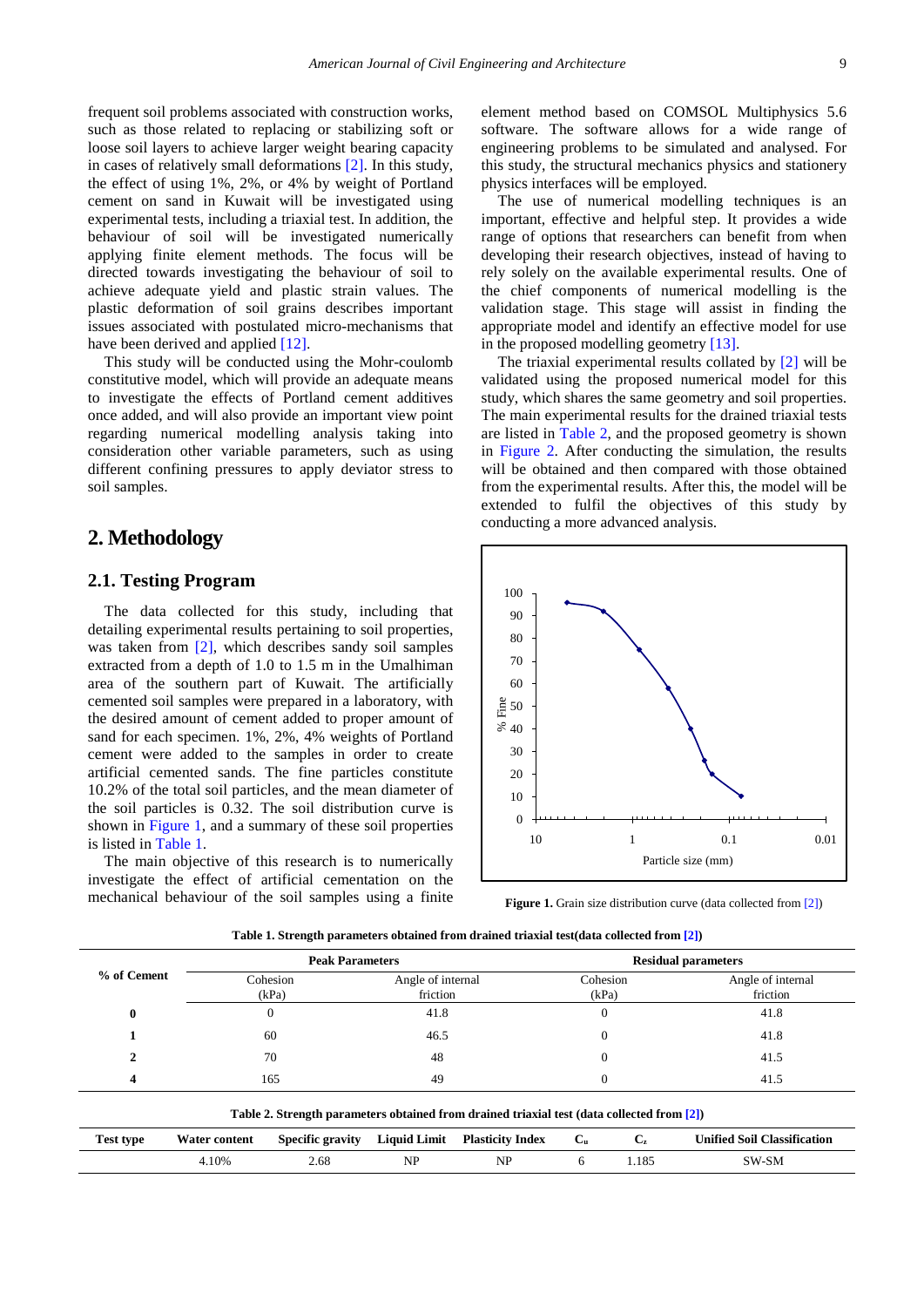frequent soil problems associated with construction works, such as those related to replacing or stabilizing soft or loose soil layers to achieve larger weight bearing capacity in cases of relatively small deformations [2]. In this study, the effect of using 1%, 2%, or 4% by weight of Portland cement on sand in Kuwait will be investigated using experimental tests, including a triaxial test. In addition, the behaviour of soil will be investigated numerically applying finite element methods. The focus will be directed towards investigating the behaviour of soil to achieve adequate yield and plastic strain values. The plastic deformation of soil grains describes important issues associated with postulated micro-mechanisms that have been derived and applied [12].

This study will be conducted using the Mohr-coulomb constitutive model, which will provide an adequate means to investigate the effects of Portland cement additives once added, and will also provide an important view point regarding numerical modelling analysis taking into consideration other variable parameters, such as using different confining pressures to apply deviator stress to soil samples.

## 2. Methodology

### 2.1. Testing Program

The data collected for this study, including that detailing experimental results pertaining to soil properties, was taken from [2], which describes sandy soil samples extracted from a depth of 1.0 to 1.5 m in the Umalhiman area of the southern part of Kuwait. The artificially cemented soil samples were prepared in a laboratory, with the desired amount of cement added to proper amount of sand for each specimen. 1%, 2%, 4% weights of Portland cement were added to the samples in order to create artificial cemented sands. The fine particles constitute 10.2% of the total soil particles, and the mean diameter of the soil particles is 0.32. The soil distribution curve is shown in Figure 1, and a summary of these soil properties is listed in Table 1.

The main objective of this research is to numerically investigate the effect of artificial cementation on the mechanical behaviour of the soil samples using a finite element method based on COMSOL Multiphysics 5.6 software. The software allows for a wide range of engineering problems to be simulated and analysed. For this study, the structural mechanics physics and stationery physics interfaces will be employed.

The use of numerical modelling techniques is an important, effective and helpful step. It provides a wide range of options that researchers can benefit from when developing their research objectives, instead of having to rely solely on the available experimental results. One of the chief components of numerical modelling is the validation stage. This stage will assist in finding the appropriate model and identify an effective model for use in the proposed modelling geometry [13].

The triaxial experimental results collated by [2] will be validated using the proposed numerical model for this study, which shares the same geometry and soil properties. The main experimental results for the drained triaxial tests are listed in Table 2, and the proposed geometry is shown in Figure 2. After conducting the simulation, the results will be obtained and then compared with those obtained from the experimental results. After this, the model will be extended to fulfil the objectives of this study by conducting a more advanced analysis.

**Figure 1.** Grain size distribution curve (data collected from [2])

**Table 1. Strength parameters obtained from drained triaxial test(data collected from [2])**

| % of Cement | Peak Parameters | | Residual parameters | |
|---|---|---|---|---|
| | Cohesion (kPa) | Angle of internal friction | Cohesion (kPa) | Angle of internal friction |
| **0** | 0 | 41.8 | 0 | 41.8 |
| **1** | 60 | 46.5 | 0 | 41.8 |
| **2** | 70 | 48 | 0 | 41.5 |
| **4** | 165 | 49 | 0 | 41.5 |

**Table 2. Strength parameters obtained from drained triaxial test (data collected from [2])**

| Test type | Water content | Specific gravity | Liquid Limit | Plasticity Index | $C_u$ | $C_z$ | Unified Soil Classification |
|---|---|---|---|---|---|---|---|
| | 4.10% | 2.68 | NP | NP | 6 | 1.185 | SW-SM |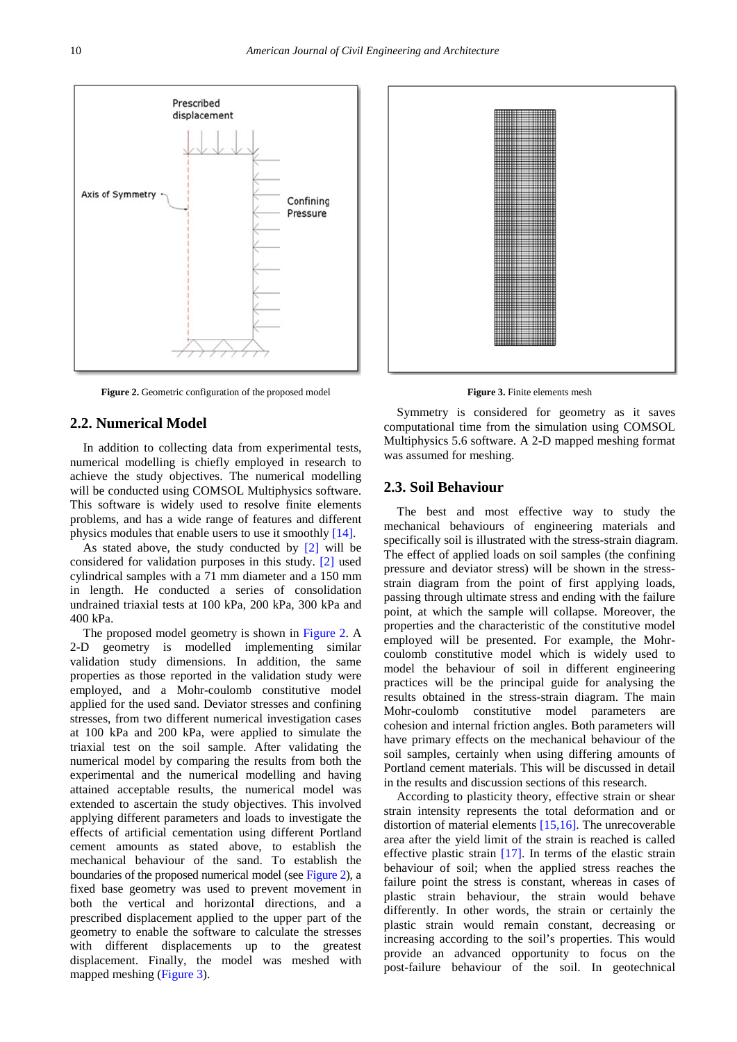Figure 2. Geometric configuration of the proposed model

Figure 3. Finite elements mesh

## 2.2. Numerical Model

In addition to collecting data from experimental tests, numerical modelling is chiefly employed in research to achieve the study objectives. The numerical modelling will be conducted using COMSOL Multiphysics software. This software is widely used to resolve finite elements problems, and has a wide range of features and different physics modules that enable users to use it smoothly [14].

As stated above, the study conducted by [2] will be considered for validation purposes in this study. [2] used cylindrical samples with a 71 mm diameter and a 150 mm in length. He conducted a series of consolidation undrained triaxial tests at 100 kPa, 200 kPa, 300 kPa and 400 kPa.

The proposed model geometry is shown in Figure 2. A 2-D geometry is modelled implementing similar validation study dimensions. In addition, the same properties as those reported in the validation study were employed, and a Mohr-coulomb constitutive model applied for the used sand. Deviator stresses and confining stresses, from two different numerical investigation cases at 100 kPa and 200 kPa, were applied to simulate the triaxial test on the soil sample. After validating the numerical model by comparing the results from both the experimental and the numerical modelling and having attained acceptable results, the numerical model was extended to ascertain the study objectives. This involved applying different parameters and loads to investigate the effects of artificial cementation using different Portland cement amounts as stated above, to establish the mechanical behaviour of the sand. To establish the boundaries of the proposed numerical model (see Figure 2), a fixed base geometry was used to prevent movement in both the vertical and horizontal directions, and a prescribed displacement applied to the upper part of the geometry to enable the software to calculate the stresses with different displacements up to the greatest displacement. Finally, the model was meshed with mapped meshing (Figure 3).

Symmetry is considered for geometry as it saves computational time from the simulation using COMSOL Multiphysics 5.6 software. A 2-D mapped meshing format was assumed for meshing.

## 2.3. Soil Behaviour

The best and most effective way to study the mechanical behaviours of engineering materials and specifically soil is illustrated with the stress-strain diagram. The effect of applied loads on soil samples (the confining pressure and deviator stress) will be shown in the stress-strain diagram from the point of first applying loads, passing through ultimate stress and ending with the failure point, at which the sample will collapse. Moreover, the properties and the characteristic of the constitutive model employed will be presented. For example, the Mohr-coulomb constitutive model which is widely used to model the behaviour of soil in different engineering practices will be the principal guide for analysing the results obtained in the stress-strain diagram. The main Mohr-coulomb constitutive model parameters are cohesion and internal friction angles. Both parameters will have primary effects on the mechanical behaviour of the soil samples, certainly when using differing amounts of Portland cement materials. This will be discussed in detail in the results and discussion sections of this research.

According to plasticity theory, effective strain or shear strain intensity represents the total deformation and or distortion of material elements [15,16]. The unrecoverable area after the yield limit of the strain is reached is called effective plastic strain [17]. In terms of the elastic strain behaviour of soil; when the applied stress reaches the failure point the stress is constant, whereas in cases of plastic strain behaviour, the strain would behave differently. In other words, the strain or certainly the plastic strain would remain constant, decreasing or increasing according to the soil's properties. This would provide an advanced opportunity to focus on the post-failure behaviour of the soil. In geotechnical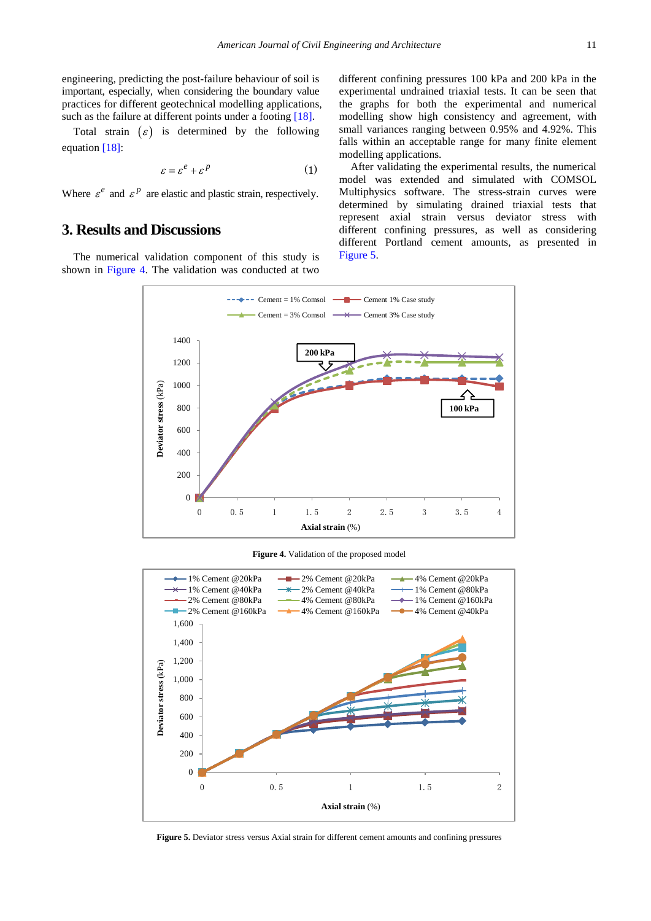engineering, predicting the post-failure behaviour of soil is important, especially, when considering the boundary value practices for different geotechnical modelling applications, such as the failure at different points under a footing [18].

Total strain $(\varepsilon)$ is determined by the following equation [18]:

$$\varepsilon = \varepsilon^{e} + \varepsilon^{p} \tag{1}$$

Where $\varepsilon^{e}$ and $\varepsilon^{p}$ are elastic and plastic strain, respectively.

## 3. Results and Discussions

The numerical validation component of this study is shown in Figure 4. The validation was conducted at two different confining pressures 100 kPa and 200 kPa in the experimental undrained triaxial tests. It can be seen that the graphs for both the experimental and numerical modelling show high consistency and agreement, with small variances ranging between 0.95% and 4.92%. This falls within an acceptable range for many finite element modelling applications.

After validating the experimental results, the numerical model was extended and simulated with COMSOL Multiphysics software. The stress-strain curves were determined by simulating drained triaxial tests that represent axial strain versus deviator stress with different confining pressures, as well as considering different Portland cement amounts, as presented in Figure 5.

**Figure 4.** Validation of the proposed model

**Figure 5.** Deviator stress versus Axial strain for different cement amounts and confining pressures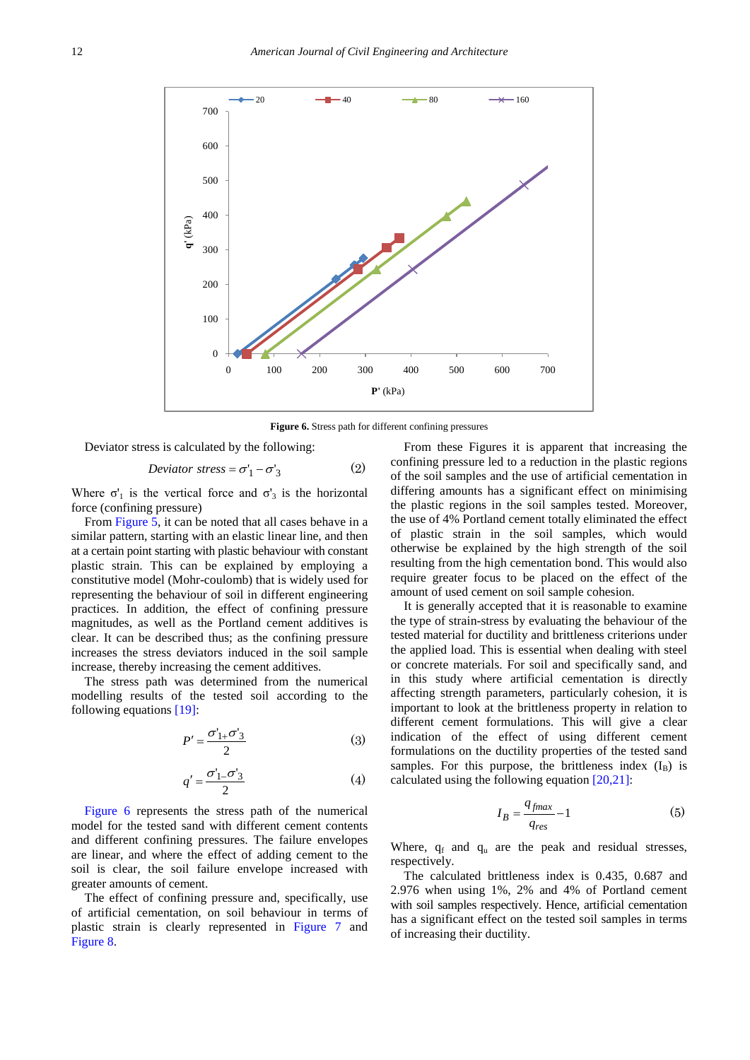Figure 6. Stress path for different confining pressures

Deviator stress is calculated by the following:

$$Deviator\ stress = \sigma'_1 - \sigma'_3 \quad (2)$$

Where $\sigma'_1$ is the vertical force and $\sigma'_3$ is the horizontal force (confining pressure)

From Figure 5, it can be noted that all cases behave in a similar pattern, starting with an elastic linear line, and then at a certain point starting with plastic behaviour with constant plastic strain. This can be explained by employing a constitutive model (Mohr-coulomb) that is widely used for representing the behaviour of soil in different engineering practices. In addition, the effect of confining pressure magnitudes, as well as the Portland cement additives is clear. It can be described thus; as the confining pressure increases the stress deviators induced in the soil sample increase, thereby increasing the cement additives.

The stress path was determined from the numerical modelling results of the tested soil according to the following equations [19]:

$$P' = \frac{\sigma'_1 + \sigma'_3}{2} \quad (3)$$

$$q' = \frac{\sigma'_1 - \sigma'_3}{2} \quad (4)$$

Figure 6 represents the stress path of the numerical model for the tested sand with different cement contents and different confining pressures. The failure envelopes are linear, and where the effect of adding cement to the soil is clear, the soil failure envelope increased with greater amounts of cement.

The effect of confining pressure and, specifically, use of artificial cementation, on soil behaviour in terms of plastic strain is clearly represented in Figure 7 and Figure 8.

From these Figures it is apparent that increasing the confining pressure led to a reduction in the plastic regions of the soil samples and the use of artificial cementation in differing amounts has a significant effect on minimising the plastic regions in the soil samples tested. Moreover, the use of 4% Portland cement totally eliminated the effect of plastic strain in the soil samples, which would otherwise be explained by the high strength of the soil resulting from the high cementation bond. This would also require greater focus to be placed on the effect of the amount of used cement on soil sample cohesion.

It is generally accepted that it is reasonable to examine the type of strain-stress by evaluating the behaviour of the tested material for ductility and brittleness criterions under the applied load. This is essential when dealing with steel or concrete materials. For soil and specifically sand, and in this study where artificial cementation is directly affecting strength parameters, particularly cohesion, it is important to look at the brittleness property in relation to different cement formulations. This will give a clear indication of the effect of using different cement formulations on the ductility properties of the tested sand samples. For this purpose, the brittleness index ($I_B$) is calculated using the following equation [20,21]:

$$I_B = \frac{q_{fmax}}{q_{res}} - 1 \quad (5)$$

Where, $q_f$ and $q_u$ are the peak and residual stresses, respectively.

The calculated brittleness index is 0.435, 0.687 and 2.976 when using 1%, 2% and 4% of Portland cement with soil samples respectively. Hence, artificial cementation has a significant effect on the tested soil samples in terms of increasing their ductility.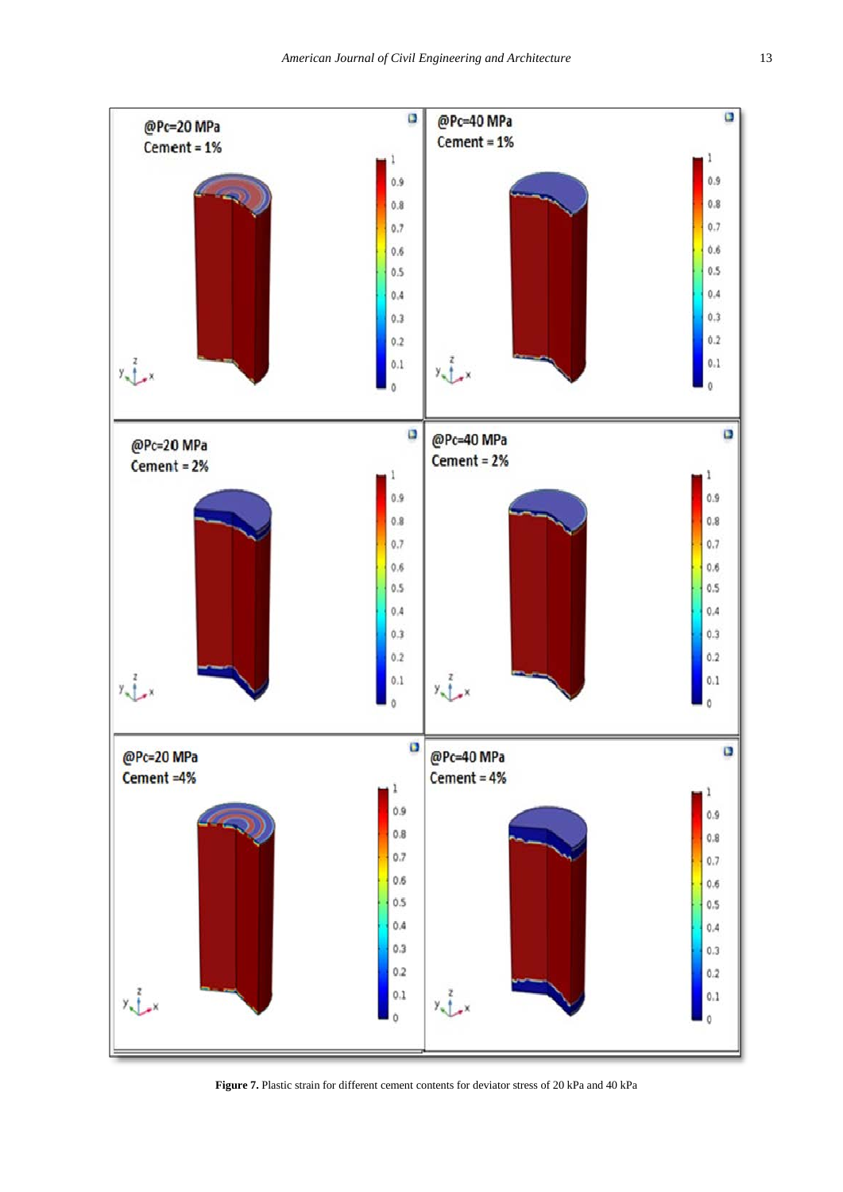**Figure 7.** Plastic strain for different cement contents for deviator stress of 20 kPa and 40 kPa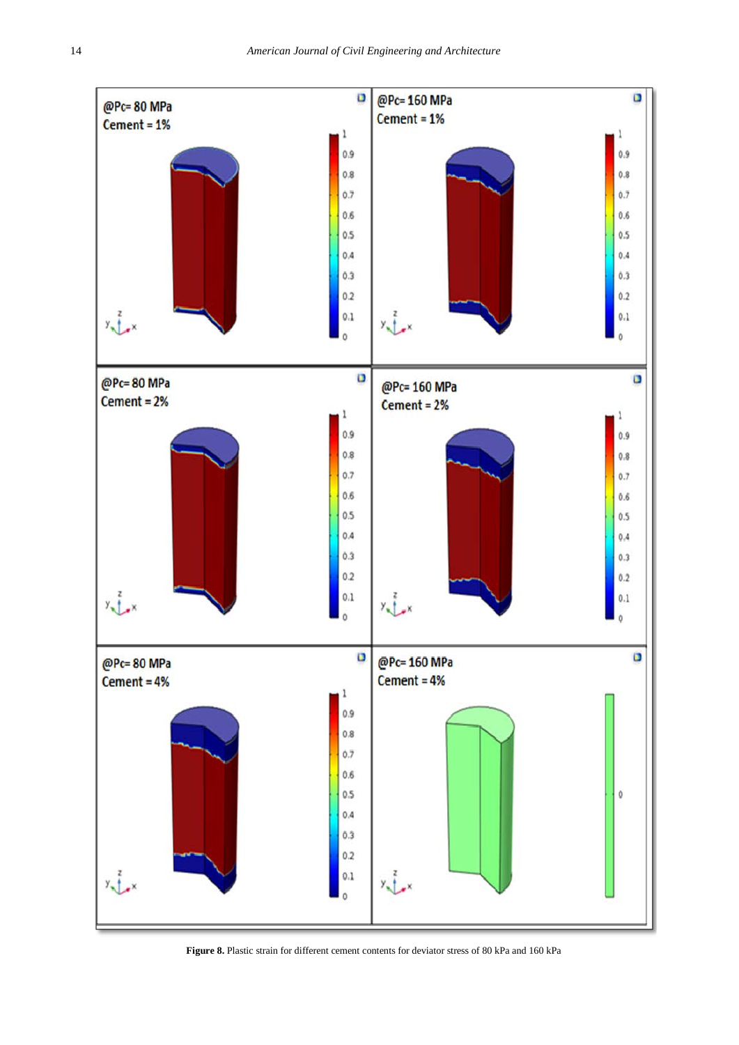**Figure 8.** Plastic strain for different cement contents for deviator stress of 80 kPa and 160 kPa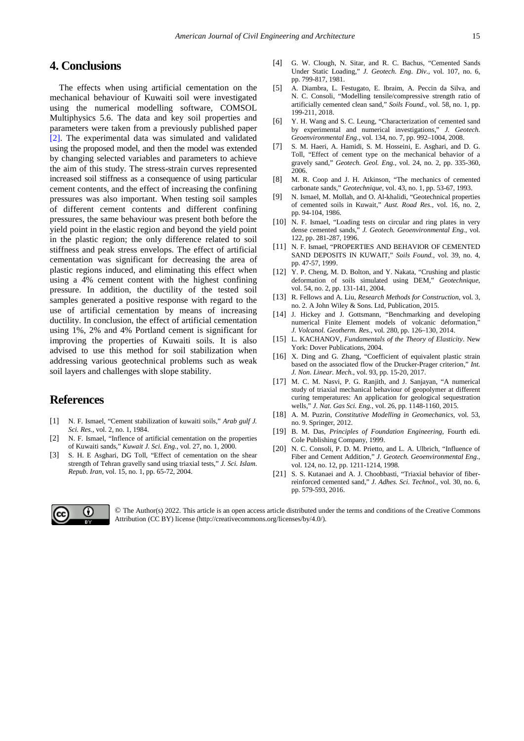## 4. Conclusions

The effects when using artificial cementation on the mechanical behaviour of Kuwaiti soil were investigated using the numerical modelling software, COMSOL Multiphysics 5.6. The data and key soil properties and parameters were taken from a previously published paper [2]. The experimental data was simulated and validated using the proposed model, and then the model was extended by changing selected variables and parameters to achieve the aim of this study. The stress-strain curves represented increased soil stiffness as a consequence of using particular cement contents, and the effect of increasing the confining pressures was also important. When testing soil samples of different cement contents and different confining pressures, the same behaviour was present both before the yield point in the elastic region and beyond the yield point in the plastic region; the only difference related to soil stiffness and peak stress envelops. The effect of artificial cementation was significant for decreasing the area of plastic regions induced, and eliminating this effect when using a 4% cement content with the highest confining pressure. In addition, the ductility of the tested soil samples generated a positive response with regard to the use of artificial cementation by means of increasing ductility. In conclusion, the effect of artificial cementation using 1%, 2% and 4% Portland cement is significant for improving the properties of Kuwaiti soils. It is also advised to use this method for soil stabilization when addressing various geotechnical problems such as weak soil layers and challenges with slope stability.

## References

[1] N. F. Ismael, "Cement stabilization of kuwaiti soils," *Arab gulf J. Sci. Res.*, vol. 2, no. 1, 1984.

[2] N. F. Ismael, "Inflence of artificial cementation on the properties of Kuwaiti sands," *Kuwait J. Sci. Eng.*, vol. 27, no. 1, 2000.

[3] S. H. E Asghari, DG Toll, "Effect of cementation on the shear strength of Tehran gravelly sand using triaxial tests," *J. Sci. Islam. Repub. Iran*, vol. 15, no. 1, pp. 65-72, 2004.

[4] G. W. Clough, N. Sitar, and R. C. Bachus, "Cemented Sands Under Static Loading," *J. Geotech. Eng. Div.*, vol. 107, no. 6, pp. 799-817, 1981.

[5] A. Diambra, L. Festugato, E. Ibraim, A. Peccin da Silva, and N. C. Consoli, "Modelling tensile/compressive strength ratio of artificially cemented clean sand," *Soils Found.*, vol. 58, no. 1, pp. 199-211, 2018.

[6] Y. H. Wang and S. C. Leung, "Characterization of cemented sand by experimental and numerical investigations," *J. Geotech. Geoenvironmental Eng.*, vol. 134, no. 7, pp. 992–1004, 2008.

[7] S. M. Haeri, A. Hamidi, S. M. Hosseini, E. Asghari, and D. G. Toll, "Effect of cement type on the mechanical behavior of a gravely sand," *Geotech. Geol. Eng.*, vol. 24, no. 2, pp. 335-360, 2006.

[8] M. R. Coop and J. H. Atkinson, "The mechanics of cemented carbonate sands," *Geotechnique*, vol. 43, no. 1, pp. 53-67, 1993.

[9] N. Ismael, M. Mollah, and O. Al-khalidi, "Geotechnical properties of cemented soils in Kuwait," *Aust. Road Res.*, vol. 16, no. 2, pp. 94-104, 1986.

[10] N. F. Ismael, "Loading tests on circular and ring plates in very dense cemented sands," *J. Geotech. Geoenvironmental Eng.*, vol. 122, pp. 281-287, 1996.

[11] N. F. Ismael, "PROPERTIES AND BEHAVIOR OF CEMENTED SAND DEPOSITS IN KUWAIT," *Soils Found.*, vol. 39, no. 4, pp. 47-57, 1999.

[12] Y. P. Cheng, M. D. Bolton, and Y. Nakata, "Crushing and plastic deformation of soils simulated using DEM," *Geotechnique*, vol. 54, no. 2, pp. 131-141, 2004.

[13] R. Fellows and A. Liu, *Research Methods for Construction*, vol. 3, no. 2. A John Wiley & Sons. Ltd, Publication, 2015.

[14] J. Hickey and J. Gottsmann, "Benchmarking and developing numerical Finite Element models of volcanic deformation," *J. Volcanol. Geotherm. Res.*, vol. 280, pp. 126–130, 2014.

[15] L. KACHANOV, *Fundamentals of the Theory of Elasticity*. New York: Dover Publications, 2004.

[16] X. Ding and G. Zhang, "Coefficient of equivalent plastic strain based on the associated flow of the Drucker-Prager criterion," *Int. J. Non. Linear. Mech.*, vol. 93, pp. 15-20, 2017.

[17] M. C. M. Nasvi, P. G. Ranjith, and J. Sanjayan, "A numerical study of triaxial mechanical behaviour of geopolymer at different curing temperatures: An application for geological sequestration wells," *J. Nat. Gas Sci. Eng.*, vol. 26, pp. 1148-1160, 2015.

[18] A. M. Puzrin, *Constitutive Modelling in Geomechanics*, vol. 53, no. 9. Springer, 2012.

[19] B. M. Das, *Principles of Foundation Engineering*, Fourth edi. Cole Publishing Company, 1999.

[20] N. C. Consoli, P. D. M. Prietto, and L. A. Ulbrich, "Influence of Fiber and Cement Addition," *J. Geotech. Geoenvironmental Eng.*, vol. 124, no. 12, pp. 1211-1214, 1998.

[21] S. S. Kutanaei and A. J. Choobbasti, "Triaxial behavior of fiber-reinforced cemented sand," *J. Adhes. Sci. Technol.*, vol. 30, no. 6, pp. 579-593, 2016.

© The Author(s) 2022. This article is an open access article distributed under the terms and conditions of the Creative Commons Attribution (CC BY) license (http://creativecommons.org/licenses/by/4.0/).